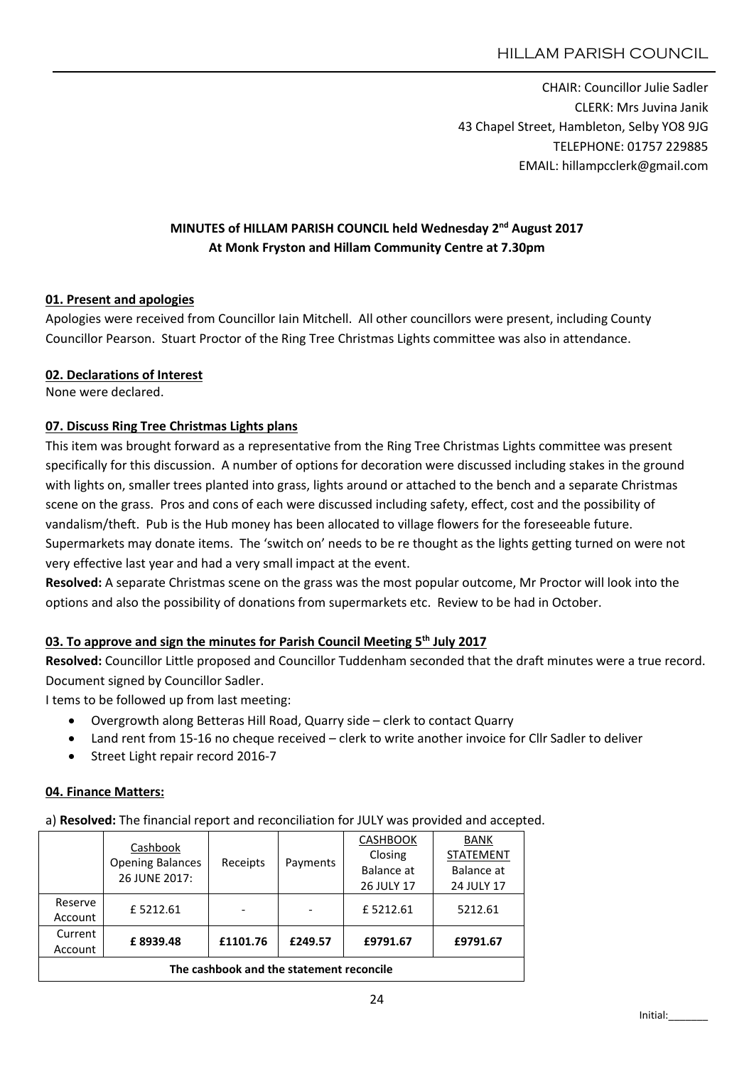# HILLAM PARISH COUNCIL

CHAIR: Councillor Julie Sadler
CLERK: Mrs Juvina Janik
43 Chapel Street, Hambleton, Selby YO8 9JG
TELEPHONE: 01757 229885
EMAIL: hillampcclerk@gmail.com

## MINUTES of HILLAM PARISH COUNCIL held Wednesday 2nd August 2017
## At Monk Fryston and Hillam Community Centre at 7.30pm

### 01. Present and apologies

Apologies were received from Councillor Iain Mitchell. All other councillors were present, including County Councillor Pearson. Stuart Proctor of the Ring Tree Christmas Lights committee was also in attendance.

### 02. Declarations of Interest

None were declared.

### 07. Discuss Ring Tree Christmas Lights plans

This item was brought forward as a representative from the Ring Tree Christmas Lights committee was present specifically for this discussion. A number of options for decoration were discussed including stakes in the ground with lights on, smaller trees planted into grass, lights around or attached to the bench and a separate Christmas scene on the grass. Pros and cons of each were discussed including safety, effect, cost and the possibility of vandalism/theft. Pub is the Hub money has been allocated to village flowers for the foreseeable future. Supermarkets may donate items. The 'switch on' needs to be re thought as the lights getting turned on were not very effective last year and had a very small impact at the event.

**Resolved:** A separate Christmas scene on the grass was the most popular outcome, Mr Proctor will look into the options and also the possibility of donations from supermarkets etc. Review to be had in October.

### 03. To approve and sign the minutes for Parish Council Meeting 5th July 2017

**Resolved:** Councillor Little proposed and Councillor Tuddenham seconded that the draft minutes were a true record. Document signed by Councillor Sadler.

I tems to be followed up from last meeting:

- Overgrowth along Betteras Hill Road, Quarry side – clerk to contact Quarry
- Land rent from 15-16 no cheque received – clerk to write another invoice for Cllr Sadler to deliver
- Street Light repair record 2016-7

### 04. Finance Matters:

a) **Resolved:** The financial report and reconciliation for JULY was provided and accepted.

| | Cashbook Opening Balances 26 JUNE 2017: | Receipts | Payments | CASHBOOK Closing Balance at 26 JULY 17 | BANK STATEMENT Balance at 24 JULY 17 |
|---|---|---|---|---|---|
| Reserve Account | £ 5212.61 | - | - | £ 5212.61 | 5212.61 |
| Current Account | **£ 8939.48** | **£1101.76** | **£249.57** | **£9791.67** | **£9791.67** |
| **The cashbook and the statement reconcile** | | | | | |

Initial:_______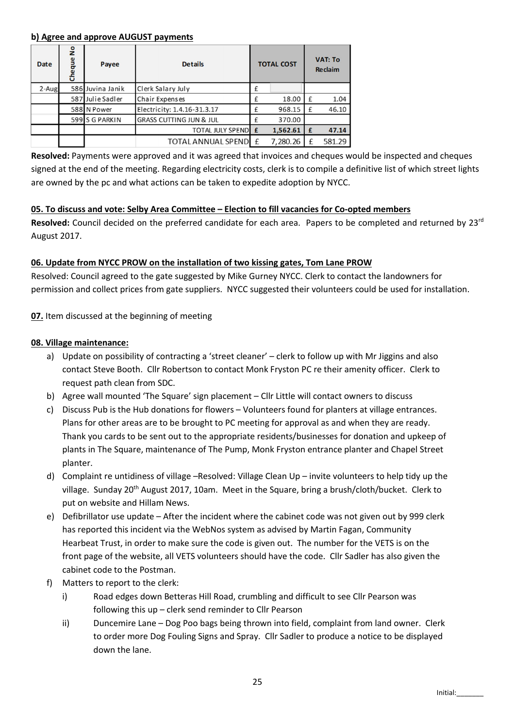**b) Agree and approve AUGUST payments**

| Date | Cheque No | Payee | Details | TOTAL COST | | VAT: To Reclaim | |
|---|---|---|---|---|---|---|---|
| 2-Aug | 586 | Juvina Janik | Clerk Salary July | £ | | | |
| | 587 | Julie Sadler | Chair Expenses | £ | 18.00 | £ | 1.04 |
| | 588 | N Power | Electricity: 1.4.16-31.3.17 | £ | 968.15 | £ | 46.10 |
| | 599 | S G PARKIN | GRASS CUTTING JUN & JUL | £ | 370.00 | | |
| | | | **TOTAL JULY SPEND** | **£** | **1,562.61** | **£** | **47.14** |
| | | | TOTAL ANNUAL SPEND | £ | 7,280.26 | £ | 581.29 |

**Resolved:** Payments were approved and it was agreed that invoices and cheques would be inspected and cheques signed at the end of the meeting. Regarding electricity costs, clerk is to compile a definitive list of which street lights are owned by the pc and what actions can be taken to expedite adoption by NYCC.

**05. To discuss and vote: Selby Area Committee – Election to fill vacancies for Co-opted members**

**Resolved:** Council decided on the preferred candidate for each area. Papers to be completed and returned by 23rd August 2017.

**06. Update from NYCC PROW on the installation of two kissing gates, Tom Lane PROW**

Resolved: Council agreed to the gate suggested by Mike Gurney NYCC. Clerk to contact the landowners for permission and collect prices from gate suppliers. NYCC suggested their volunteers could be used for installation.

**07.** Item discussed at the beginning of meeting

**08. Village maintenance:**

a) Update on possibility of contracting a 'street cleaner' – clerk to follow up with Mr Jiggins and also contact Steve Booth. Cllr Robertson to contact Monk Fryston PC re their amenity officer. Clerk to request path clean from SDC.

b) Agree wall mounted 'The Square' sign placement – Cllr Little will contact owners to discuss

c) Discuss Pub is the Hub donations for flowers – Volunteers found for planters at village entrances. Plans for other areas are to be brought to PC meeting for approval as and when they are ready. Thank you cards to be sent out to the appropriate residents/businesses for donation and upkeep of plants in The Square, maintenance of The Pump, Monk Fryston entrance planter and Chapel Street planter.

d) Complaint re untidiness of village –Resolved: Village Clean Up – invite volunteers to help tidy up the village. Sunday 20th August 2017, 10am. Meet in the Square, bring a brush/cloth/bucket. Clerk to put on website and Hillam News.

e) Defibrillator use update – After the incident where the cabinet code was not given out by 999 clerk has reported this incident via the WebNos system as advised by Martin Fagan, Community Hearbeat Trust, in order to make sure the code is given out. The number for the VETS is on the front page of the website, all VETS volunteers should have the code. Cllr Sadler has also given the cabinet code to the Postman.

f) Matters to report to the clerk:

   i) Road edges down Betteras Hill Road, crumbling and difficult to see Cllr Pearson was following this up – clerk send reminder to Cllr Pearson

   ii) Duncemire Lane – Dog Poo bags being thrown into field, complaint from land owner. Clerk to order more Dog Fouling Signs and Spray. Cllr Sadler to produce a notice to be displayed down the lane.

Initial:_______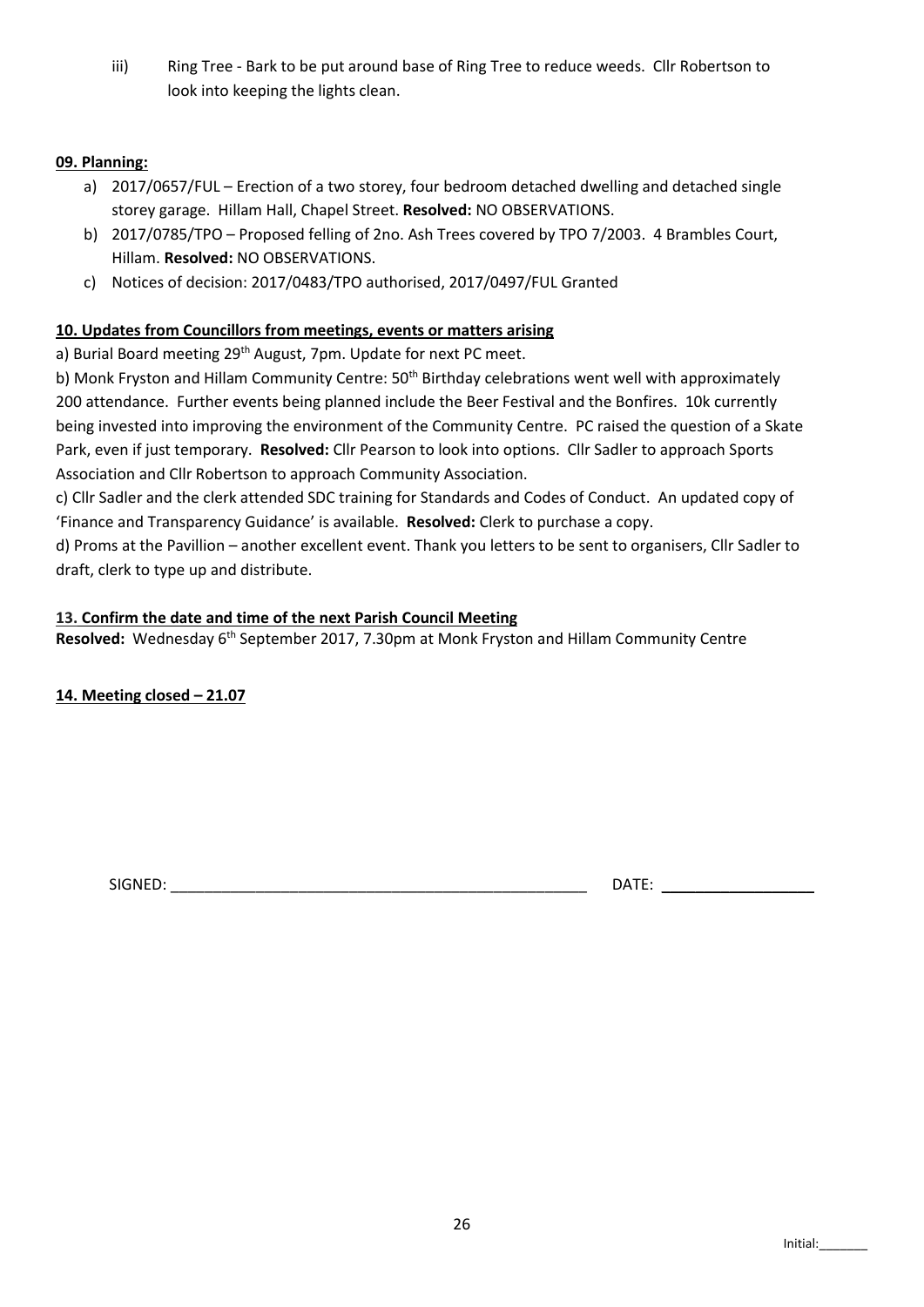iii) Ring Tree - Bark to be put around base of Ring Tree to reduce weeds. Cllr Robertson to look into keeping the lights clean.

**09. Planning:**

a) 2017/0657/FUL – Erection of a two storey, four bedroom detached dwelling and detached single storey garage. Hillam Hall, Chapel Street. **Resolved:** NO OBSERVATIONS.
b) 2017/0785/TPO – Proposed felling of 2no. Ash Trees covered by TPO 7/2003. 4 Brambles Court, Hillam. **Resolved:** NO OBSERVATIONS.
c) Notices of decision: 2017/0483/TPO authorised, 2017/0497/FUL Granted

**10. Updates from Councillors from meetings, events or matters arising**

a) Burial Board meeting 29th August, 7pm. Update for next PC meet.

b) Monk Fryston and Hillam Community Centre: 50th Birthday celebrations went well with approximately 200 attendance. Further events being planned include the Beer Festival and the Bonfires. 10k currently being invested into improving the environment of the Community Centre. PC raised the question of a Skate Park, even if just temporary. **Resolved:** Cllr Pearson to look into options. Cllr Sadler to approach Sports Association and Cllr Robertson to approach Community Association.

c) Cllr Sadler and the clerk attended SDC training for Standards and Codes of Conduct. An updated copy of 'Finance and Transparency Guidance' is available. **Resolved:** Clerk to purchase a copy.

d) Proms at the Pavillion – another excellent event. Thank you letters to be sent to organisers, Cllr Sadler to draft, clerk to type up and distribute.

**13. Confirm the date and time of the next Parish Council Meeting**

**Resolved:** Wednesday 6th September 2017, 7.30pm at Monk Fryston and Hillam Community Centre

**14. Meeting closed – 21.07**

SIGNED: ________________________________________ DATE: ________________

Initial:______